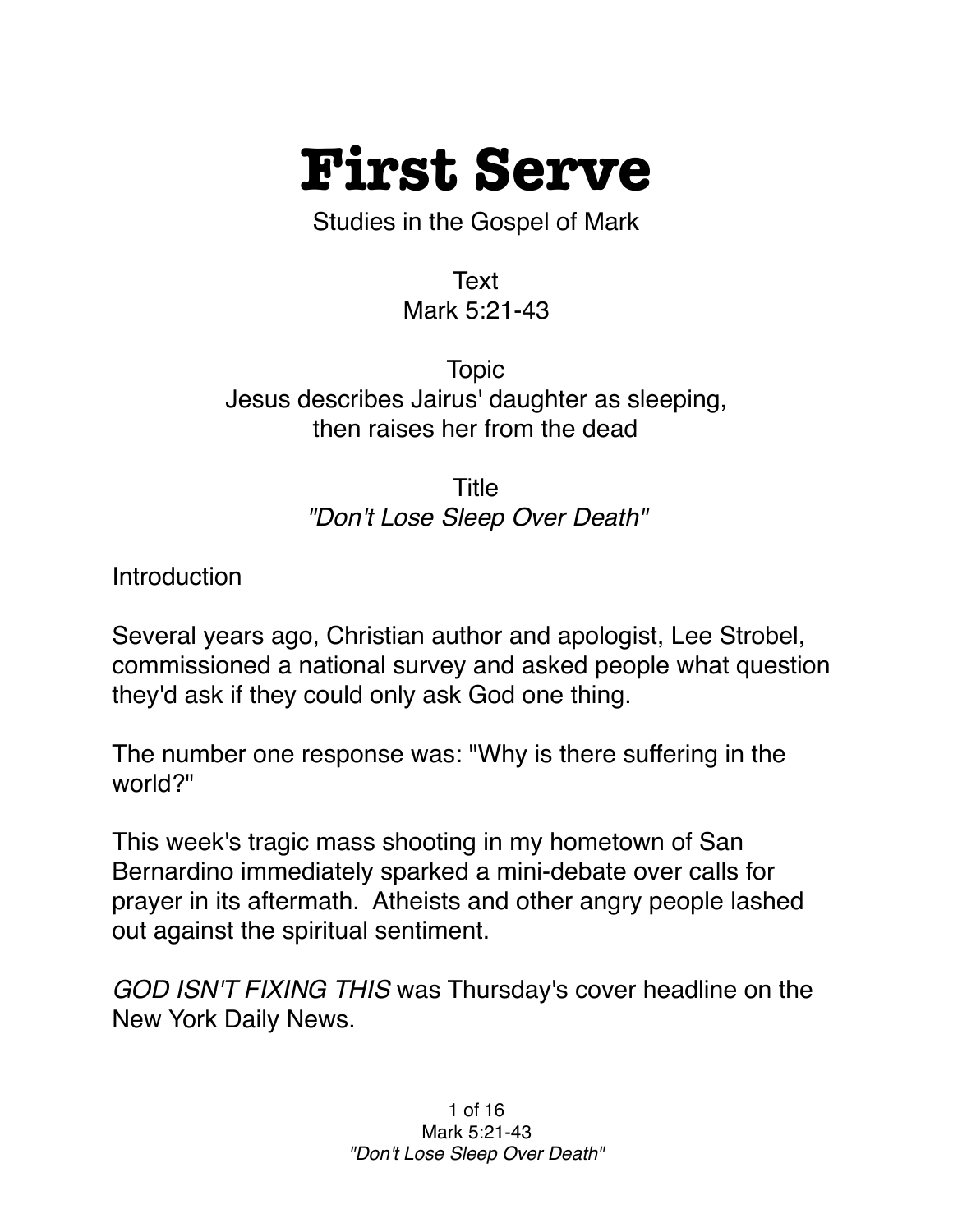# First Serve

Studies in the Gospel of Mark

Text
Mark 5:21-43

Topic
Jesus describes Jairus' daughter as sleeping, then raises her from the dead

Title
*"Don't Lose Sleep Over Death"*

Introduction

Several years ago, Christian author and apologist, Lee Strobel, commissioned a national survey and asked people what question they'd ask if they could only ask God one thing.

The number one response was: "Why is there suffering in the world?"

This week's tragic mass shooting in my hometown of San Bernardino immediately sparked a mini-debate over calls for prayer in its aftermath. Atheists and other angry people lashed out against the spiritual sentiment.

*GOD ISN'T FIXING THIS* was Thursday's cover headline on the New York Daily News.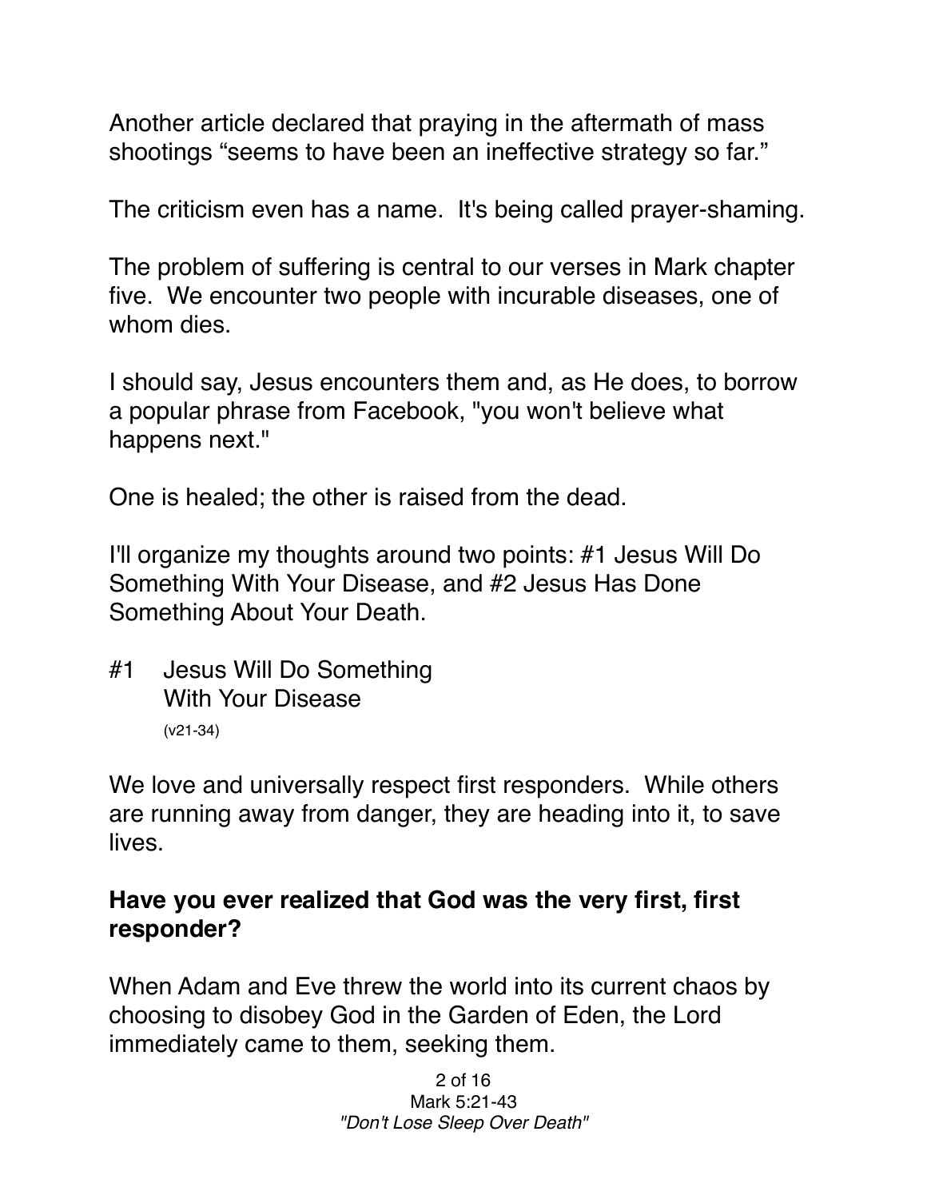Another article declared that praying in the aftermath of mass shootings "seems to have been an ineffective strategy so far."

The criticism even has a name. It's being called prayer-shaming.

The problem of suffering is central to our verses in Mark chapter five. We encounter two people with incurable diseases, one of whom dies.

I should say, Jesus encounters them and, as He does, to borrow a popular phrase from Facebook, "you won't believe what happens next."

One is healed; the other is raised from the dead.

I'll organize my thoughts around two points: #1 Jesus Will Do Something With Your Disease, and #2 Jesus Has Done Something About Your Death.

## #1 Jesus Will Do Something With Your Disease

(v21-34)

We love and universally respect first responders. While others are running away from danger, they are heading into it, to save lives.

**Have you ever realized that God was the very first, first responder?**

When Adam and Eve threw the world into its current chaos by choosing to disobey God in the Garden of Eden, the Lord immediately came to them, seeking them.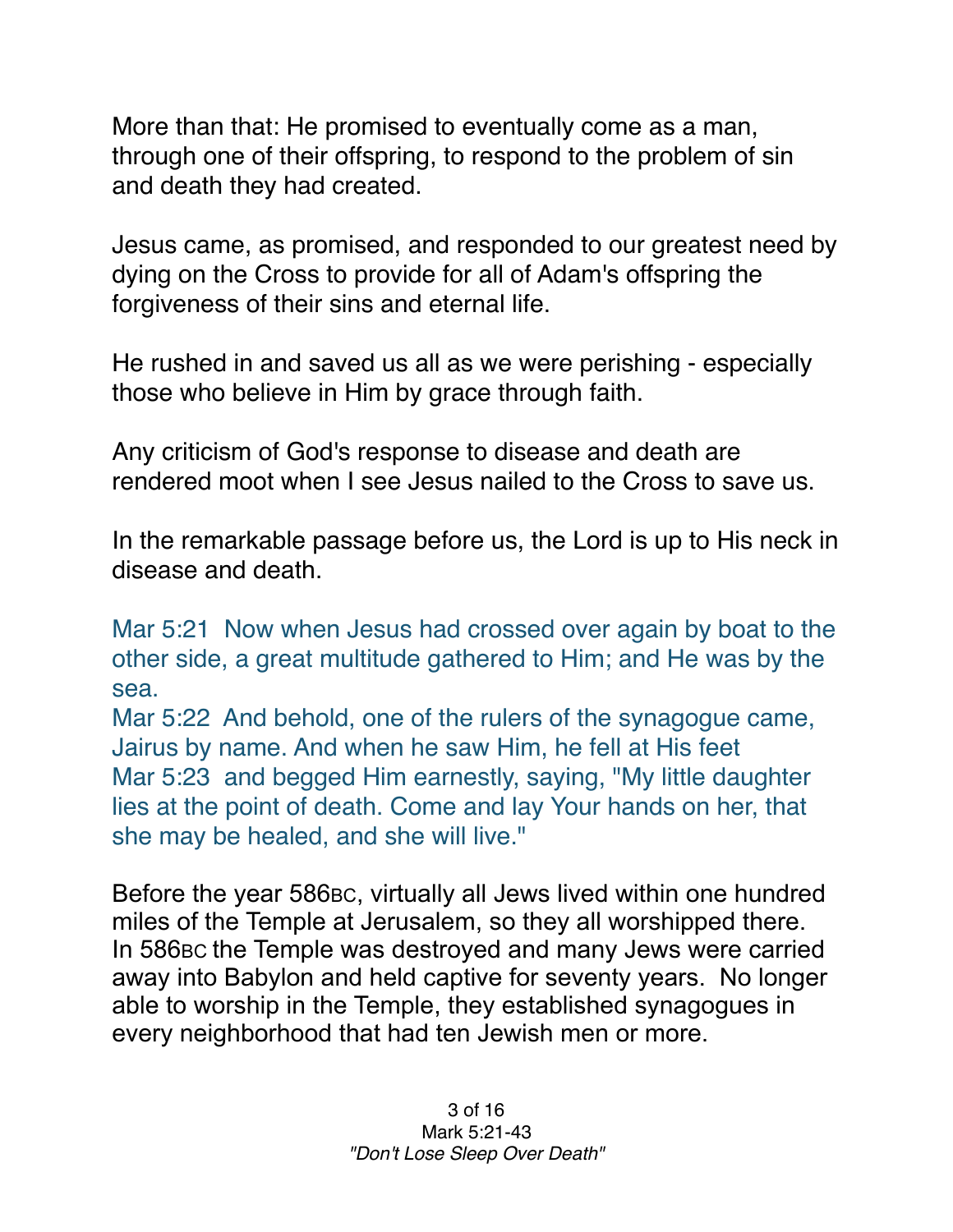More than that: He promised to eventually come as a man, through one of their offspring, to respond to the problem of sin and death they had created.

Jesus came, as promised, and responded to our greatest need by dying on the Cross to provide for all of Adam's offspring the forgiveness of their sins and eternal life.

He rushed in and saved us all as we were perishing - especially those who believe in Him by grace through faith.

Any criticism of God's response to disease and death are rendered moot when I see Jesus nailed to the Cross to save us.

In the remarkable passage before us, the Lord is up to His neck in disease and death.

Mar 5:21 Now when Jesus had crossed over again by boat to the other side, a great multitude gathered to Him; and He was by the sea.
Mar 5:22 And behold, one of the rulers of the synagogue came, Jairus by name. And when he saw Him, he fell at His feet
Mar 5:23 and begged Him earnestly, saying, "My little daughter lies at the point of death. Come and lay Your hands on her, that she may be healed, and she will live."

Before the year 586BC, virtually all Jews lived within one hundred miles of the Temple at Jerusalem, so they all worshipped there. In 586BC the Temple was destroyed and many Jews were carried away into Babylon and held captive for seventy years. No longer able to worship in the Temple, they established synagogues in every neighborhood that had ten Jewish men or more.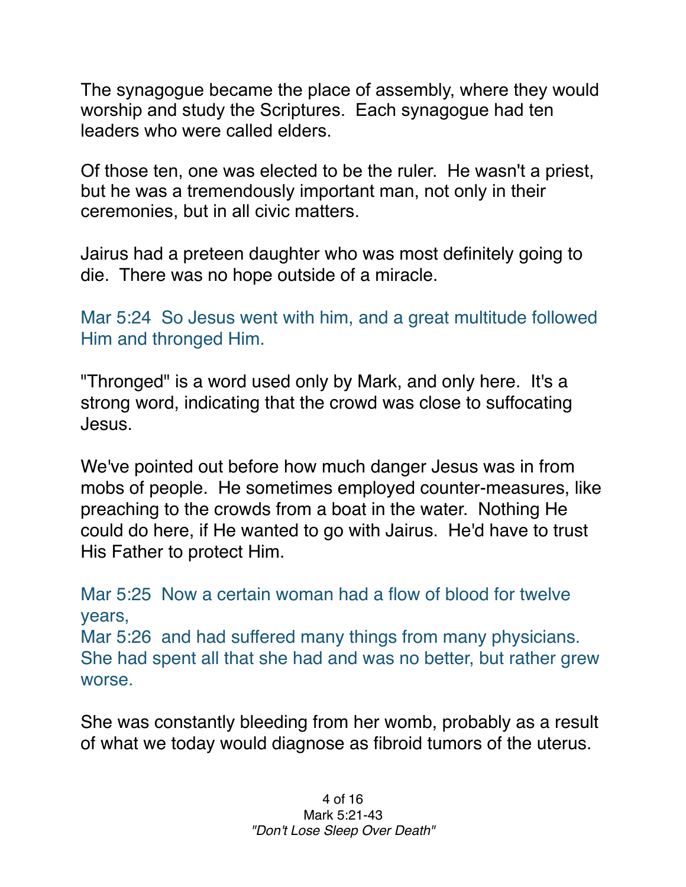The synagogue became the place of assembly, where they would worship and study the Scriptures. Each synagogue had ten leaders who were called elders.

Of those ten, one was elected to be the ruler. He wasn't a priest, but he was a tremendously important man, not only in their ceremonies, but in all civic matters.

Jairus had a preteen daughter who was most definitely going to die. There was no hope outside of a miracle.

Mar 5:24 So Jesus went with him, and a great multitude followed Him and thronged Him.

"Thronged" is a word used only by Mark, and only here. It's a strong word, indicating that the crowd was close to suffocating Jesus.

We've pointed out before how much danger Jesus was in from mobs of people. He sometimes employed counter-measures, like preaching to the crowds from a boat in the water. Nothing He could do here, if He wanted to go with Jairus. He'd have to trust His Father to protect Him.

Mar 5:25 Now a certain woman had a flow of blood for twelve years,
Mar 5:26 and had suffered many things from many physicians. She had spent all that she had and was no better, but rather grew worse.

She was constantly bleeding from her womb, probably as a result of what we today would diagnose as fibroid tumors of the uterus.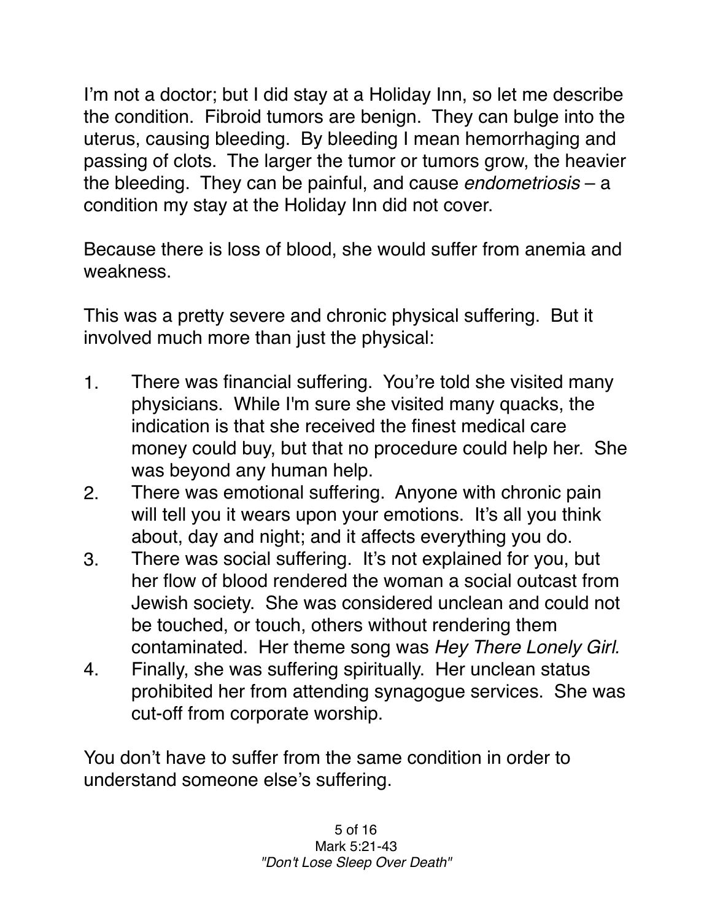I'm not a doctor; but I did stay at a Holiday Inn, so let me describe the condition. Fibroid tumors are benign. They can bulge into the uterus, causing bleeding. By bleeding I mean hemorrhaging and passing of clots. The larger the tumor or tumors grow, the heavier the bleeding. They can be painful, and cause *endometriosis* – a condition my stay at the Holiday Inn did not cover.

Because there is loss of blood, she would suffer from anemia and weakness.

This was a pretty severe and chronic physical suffering. But it involved much more than just the physical:

1. There was financial suffering. You're told she visited many physicians. While I'm sure she visited many quacks, the indication is that she received the finest medical care money could buy, but that no procedure could help her. She was beyond any human help.
2. There was emotional suffering. Anyone with chronic pain will tell you it wears upon your emotions. It's all you think about, day and night; and it affects everything you do.
3. There was social suffering. It's not explained for you, but her flow of blood rendered the woman a social outcast from Jewish society. She was considered unclean and could not be touched, or touch, others without rendering them contaminated. Her theme song was *Hey There Lonely Girl.*
4. Finally, she was suffering spiritually. Her unclean status prohibited her from attending synagogue services. She was cut-off from corporate worship.

You don't have to suffer from the same condition in order to understand someone else's suffering.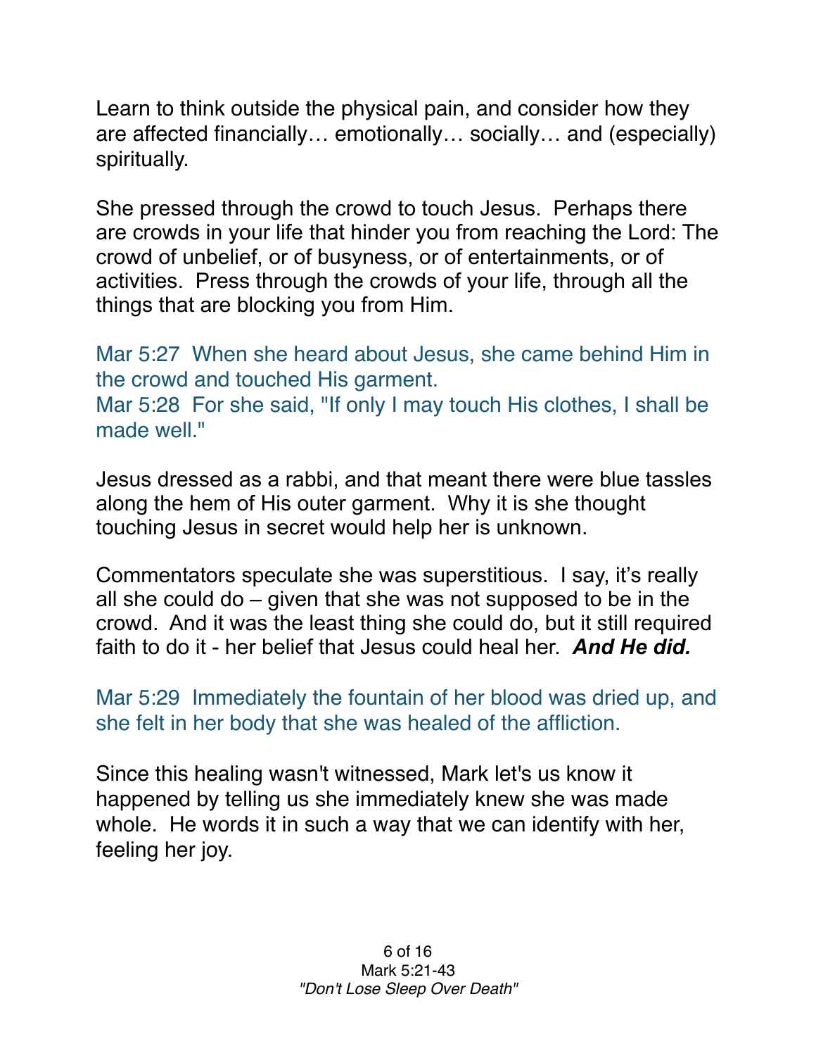Learn to think outside the physical pain, and consider how they are affected financially… emotionally… socially… and (especially) spiritually.

She pressed through the crowd to touch Jesus. Perhaps there are crowds in your life that hinder you from reaching the Lord: The crowd of unbelief, or of busyness, or of entertainments, or of activities. Press through the crowds of your life, through all the things that are blocking you from Him.

Mar 5:27 When she heard about Jesus, she came behind Him in the crowd and touched His garment.
Mar 5:28 For she said, "If only I may touch His clothes, I shall be made well."

Jesus dressed as a rabbi, and that meant there were blue tassles along the hem of His outer garment. Why it is she thought touching Jesus in secret would help her is unknown.

Commentators speculate she was superstitious. I say, it's really all she could do – given that she was not supposed to be in the crowd. And it was the least thing she could do, but it still required faith to do it - her belief that Jesus could heal her. ***And He did.***

Mar 5:29 Immediately the fountain of her blood was dried up, and she felt in her body that she was healed of the affliction.

Since this healing wasn't witnessed, Mark let's us know it happened by telling us she immediately knew she was made whole. He words it in such a way that we can identify with her, feeling her joy.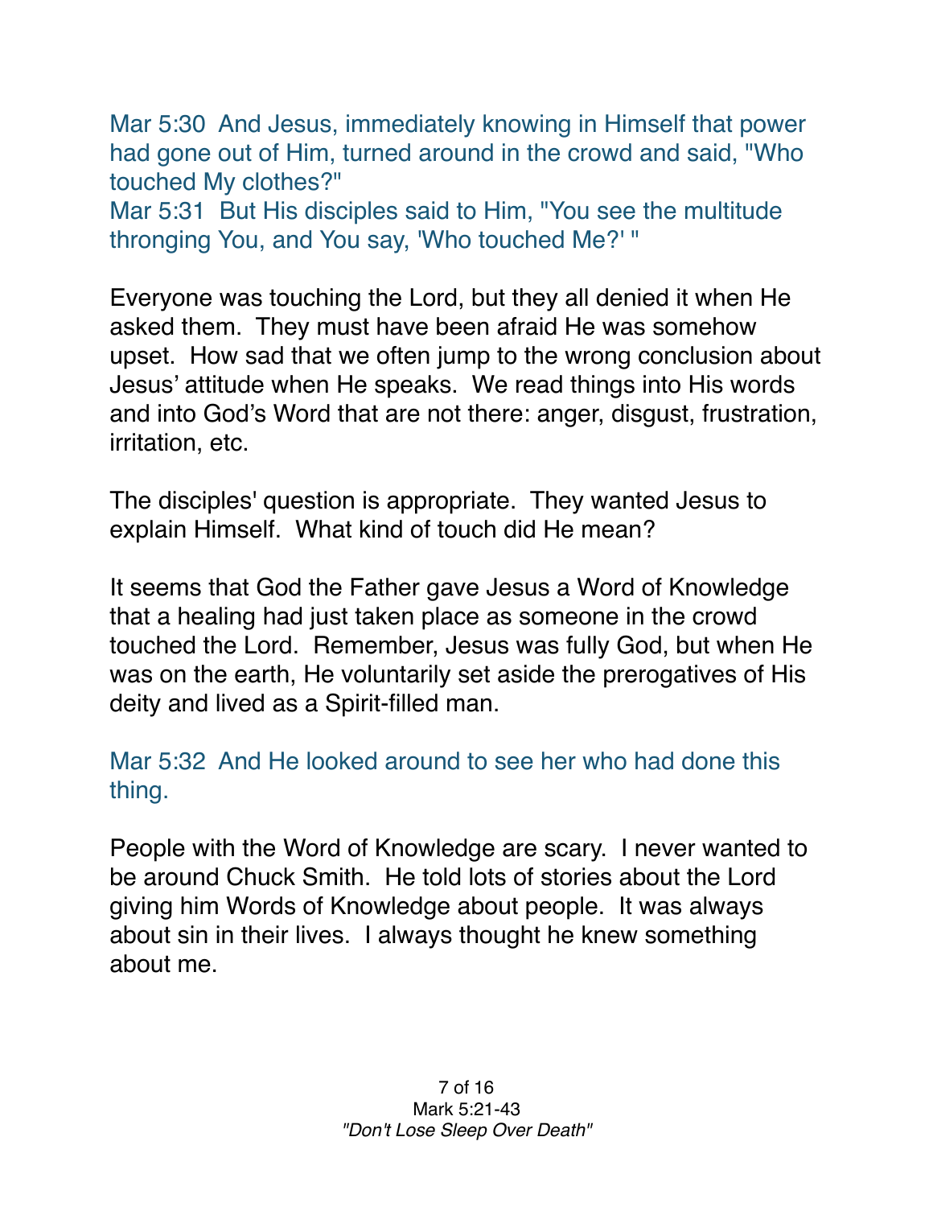Mar 5:30  And Jesus, immediately knowing in Himself that power had gone out of Him, turned around in the crowd and said, "Who touched My clothes?"
Mar 5:31  But His disciples said to Him, "You see the multitude thronging You, and You say, 'Who touched Me?' "

Everyone was touching the Lord, but they all denied it when He asked them.  They must have been afraid He was somehow upset.  How sad that we often jump to the wrong conclusion about Jesus' attitude when He speaks.  We read things into His words and into God's Word that are not there: anger, disgust, frustration, irritation, etc.

The disciples' question is appropriate.  They wanted Jesus to explain Himself.  What kind of touch did He mean?

It seems that God the Father gave Jesus a Word of Knowledge that a healing had just taken place as someone in the crowd touched the Lord.  Remember, Jesus was fully God, but when He was on the earth, He voluntarily set aside the prerogatives of His deity and lived as a Spirit-filled man.

Mar 5:32  And He looked around to see her who had done this thing.

People with the Word of Knowledge are scary.  I never wanted to be around Chuck Smith.  He told lots of stories about the Lord giving him Words of Knowledge about people.  It was always about sin in their lives.  I always thought he knew something about me.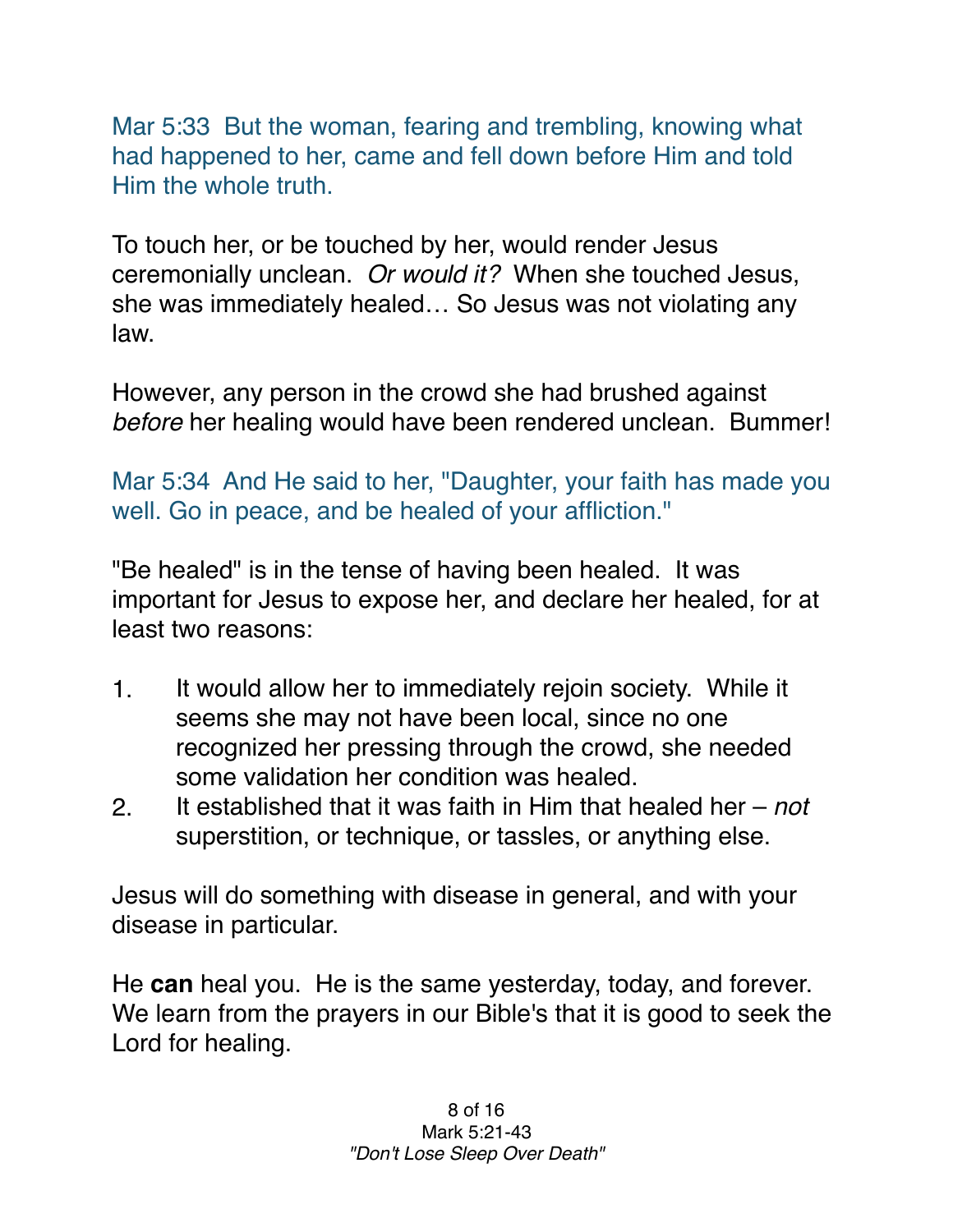Mar 5:33 But the woman, fearing and trembling, knowing what had happened to her, came and fell down before Him and told Him the whole truth.

To touch her, or be touched by her, would render Jesus ceremonially unclean. *Or would it?* When she touched Jesus, she was immediately healed… So Jesus was not violating any law.

However, any person in the crowd she had brushed against *before* her healing would have been rendered unclean. Bummer!

Mar 5:34 And He said to her, "Daughter, your faith has made you well. Go in peace, and be healed of your affliction."

"Be healed" is in the tense of having been healed. It was important for Jesus to expose her, and declare her healed, for at least two reasons:

1. It would allow her to immediately rejoin society. While it seems she may not have been local, since no one recognized her pressing through the crowd, she needed some validation her condition was healed.
2. It established that it was faith in Him that healed her – *not* superstition, or technique, or tassles, or anything else.

Jesus will do something with disease in general, and with your disease in particular.

He **can** heal you. He is the same yesterday, today, and forever. We learn from the prayers in our Bible's that it is good to seek the Lord for healing.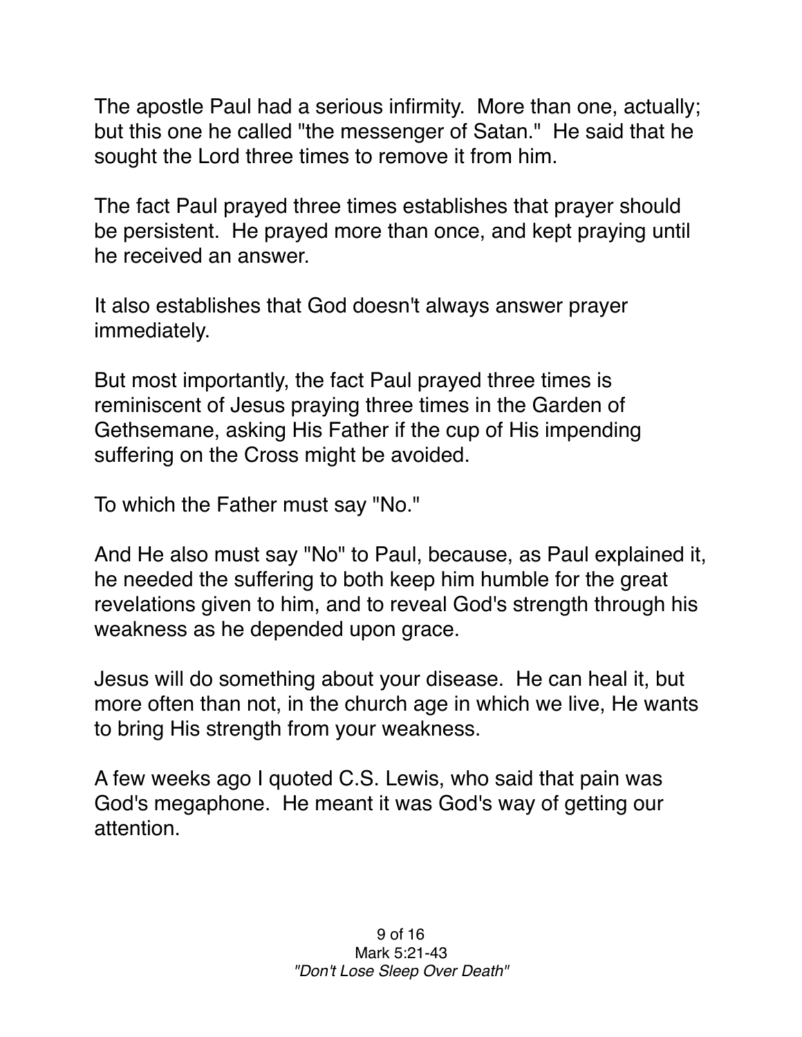The apostle Paul had a serious infirmity. More than one, actually; but this one he called "the messenger of Satan." He said that he sought the Lord three times to remove it from him.

The fact Paul prayed three times establishes that prayer should be persistent. He prayed more than once, and kept praying until he received an answer.

It also establishes that God doesn't always answer prayer immediately.

But most importantly, the fact Paul prayed three times is reminiscent of Jesus praying three times in the Garden of Gethsemane, asking His Father if the cup of His impending suffering on the Cross might be avoided.

To which the Father must say "No."

And He also must say "No" to Paul, because, as Paul explained it, he needed the suffering to both keep him humble for the great revelations given to him, and to reveal God's strength through his weakness as he depended upon grace.

Jesus will do something about your disease. He can heal it, but more often than not, in the church age in which we live, He wants to bring His strength from your weakness.

A few weeks ago I quoted C.S. Lewis, who said that pain was God's megaphone. He meant it was God's way of getting our attention.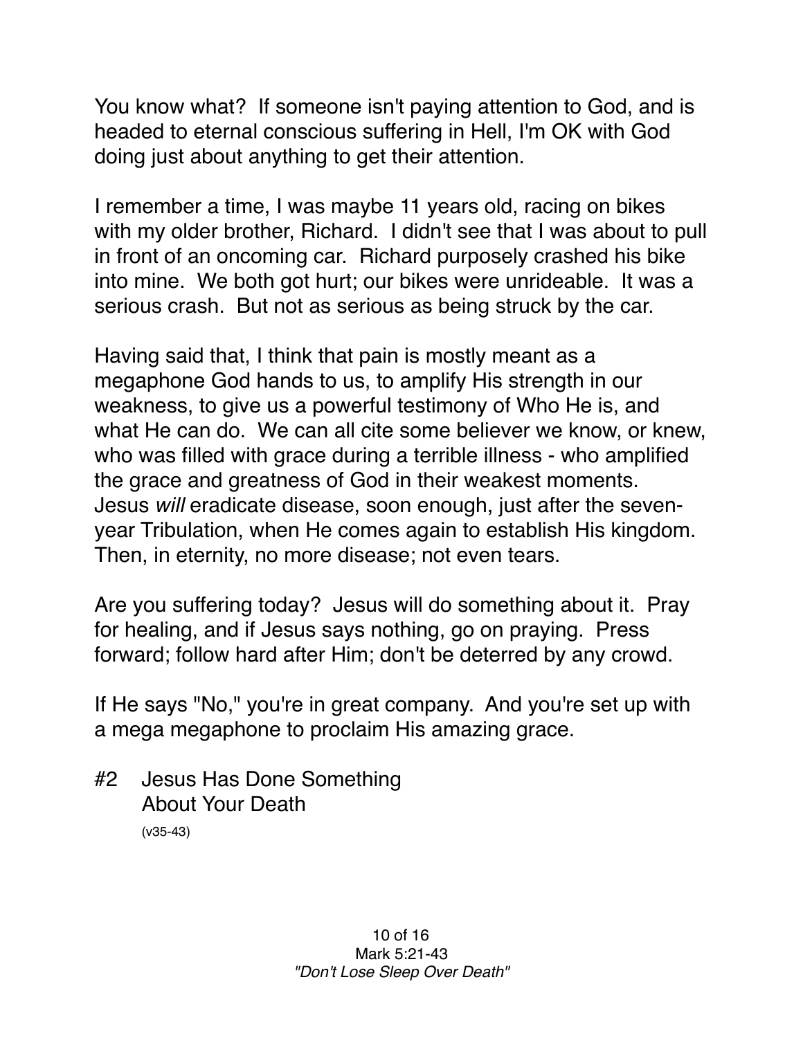You know what? If someone isn't paying attention to God, and is headed to eternal conscious suffering in Hell, I'm OK with God doing just about anything to get their attention.

I remember a time, I was maybe 11 years old, racing on bikes with my older brother, Richard. I didn't see that I was about to pull in front of an oncoming car. Richard purposely crashed his bike into mine. We both got hurt; our bikes were unrideable. It was a serious crash. But not as serious as being struck by the car.

Having said that, I think that pain is mostly meant as a megaphone God hands to us, to amplify His strength in our weakness, to give us a powerful testimony of Who He is, and what He can do. We can all cite some believer we know, or knew, who was filled with grace during a terrible illness - who amplified the grace and greatness of God in their weakest moments. Jesus *will* eradicate disease, soon enough, just after the seven-year Tribulation, when He comes again to establish His kingdom. Then, in eternity, no more disease; not even tears.

Are you suffering today? Jesus will do something about it. Pray for healing, and if Jesus says nothing, go on praying. Press forward; follow hard after Him; don't be deterred by any crowd.

If He says "No," you're in great company. And you're set up with a mega megaphone to proclaim His amazing grace.

## #2 Jesus Has Done Something About Your Death

(v35-43)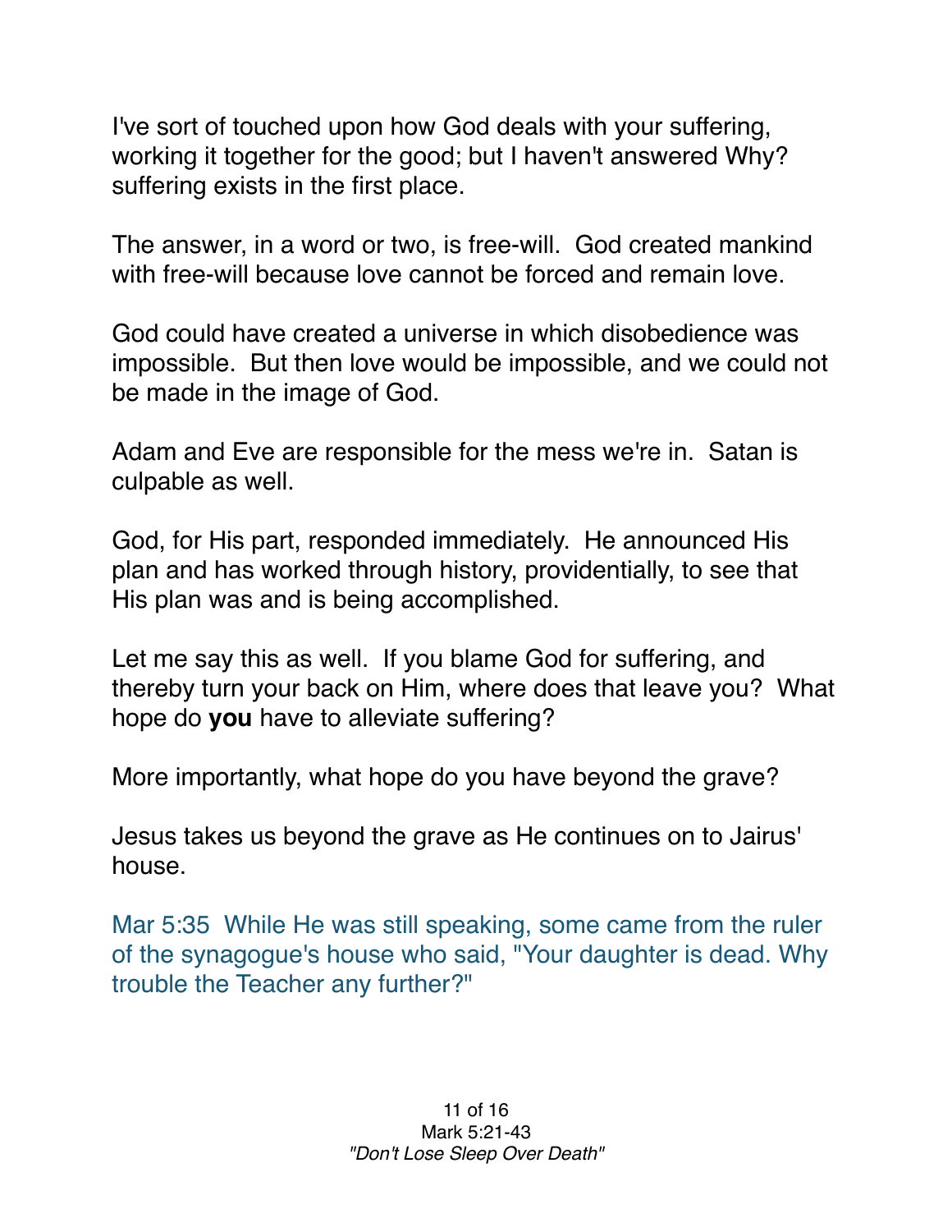I've sort of touched upon how God deals with your suffering, working it together for the good; but I haven't answered Why? suffering exists in the first place.

The answer, in a word or two, is free-will. God created mankind with free-will because love cannot be forced and remain love.

God could have created a universe in which disobedience was impossible. But then love would be impossible, and we could not be made in the image of God.

Adam and Eve are responsible for the mess we're in. Satan is culpable as well.

God, for His part, responded immediately. He announced His plan and has worked through history, providentially, to see that His plan was and is being accomplished.

Let me say this as well. If you blame God for suffering, and thereby turn your back on Him, where does that leave you? What hope do **you** have to alleviate suffering?

More importantly, what hope do you have beyond the grave?

Jesus takes us beyond the grave as He continues on to Jairus' house.

Mar 5:35 While He was still speaking, some came from the ruler of the synagogue's house who said, "Your daughter is dead. Why trouble the Teacher any further?"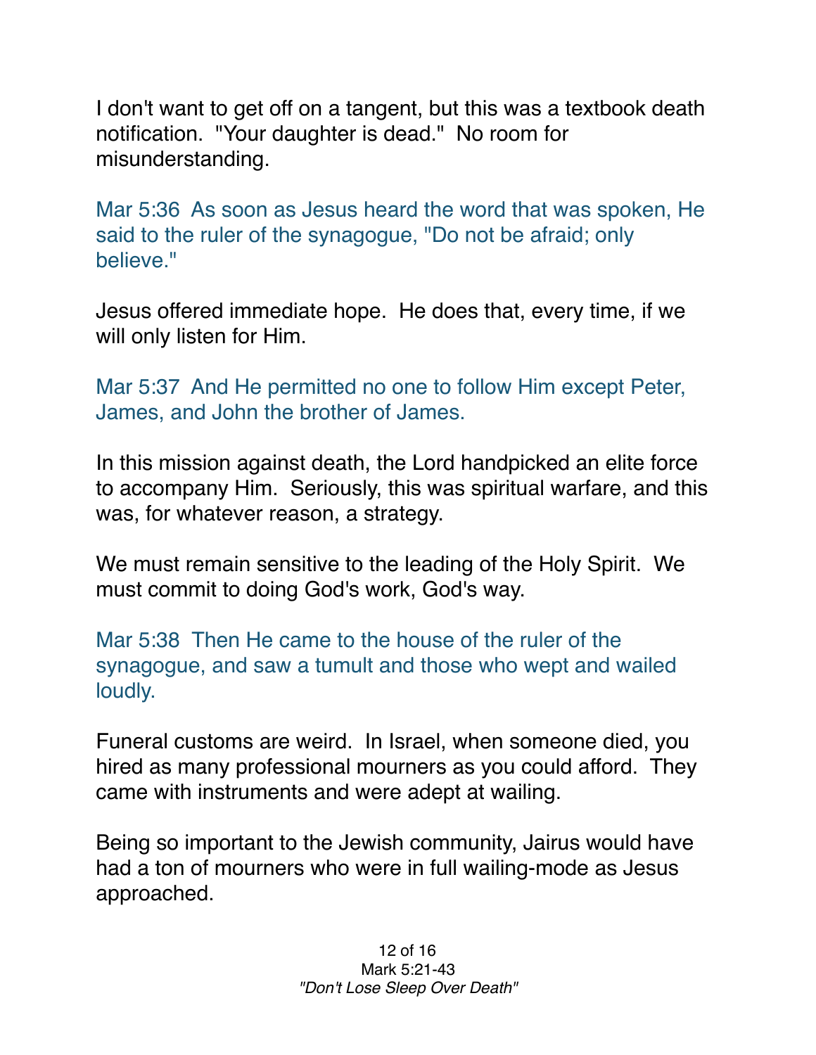I don't want to get off on a tangent, but this was a textbook death notification. "Your daughter is dead." No room for misunderstanding.

Mar 5:36 As soon as Jesus heard the word that was spoken, He said to the ruler of the synagogue, "Do not be afraid; only believe."

Jesus offered immediate hope. He does that, every time, if we will only listen for Him.

Mar 5:37 And He permitted no one to follow Him except Peter, James, and John the brother of James.

In this mission against death, the Lord handpicked an elite force to accompany Him. Seriously, this was spiritual warfare, and this was, for whatever reason, a strategy.

We must remain sensitive to the leading of the Holy Spirit. We must commit to doing God's work, God's way.

Mar 5:38 Then He came to the house of the ruler of the synagogue, and saw a tumult and those who wept and wailed loudly.

Funeral customs are weird. In Israel, when someone died, you hired as many professional mourners as you could afford. They came with instruments and were adept at wailing.

Being so important to the Jewish community, Jairus would have had a ton of mourners who were in full wailing-mode as Jesus approached.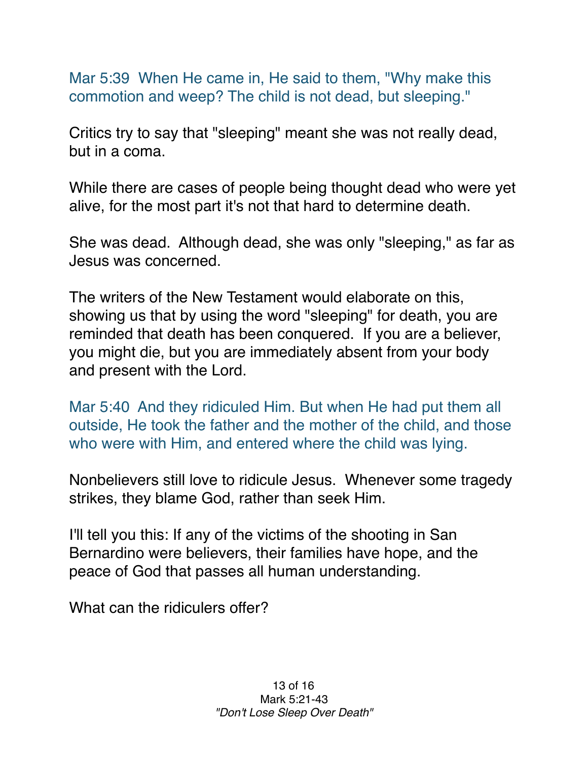Mar 5:39 When He came in, He said to them, "Why make this commotion and weep? The child is not dead, but sleeping."

Critics try to say that "sleeping" meant she was not really dead, but in a coma.

While there are cases of people being thought dead who were yet alive, for the most part it's not that hard to determine death.

She was dead. Although dead, she was only "sleeping," as far as Jesus was concerned.

The writers of the New Testament would elaborate on this, showing us that by using the word "sleeping" for death, you are reminded that death has been conquered. If you are a believer, you might die, but you are immediately absent from your body and present with the Lord.

Mar 5:40 And they ridiculed Him. But when He had put them all outside, He took the father and the mother of the child, and those who were with Him, and entered where the child was lying.

Nonbelievers still love to ridicule Jesus. Whenever some tragedy strikes, they blame God, rather than seek Him.

I'll tell you this: If any of the victims of the shooting in San Bernardino were believers, their families have hope, and the peace of God that passes all human understanding.

What can the ridiculers offer?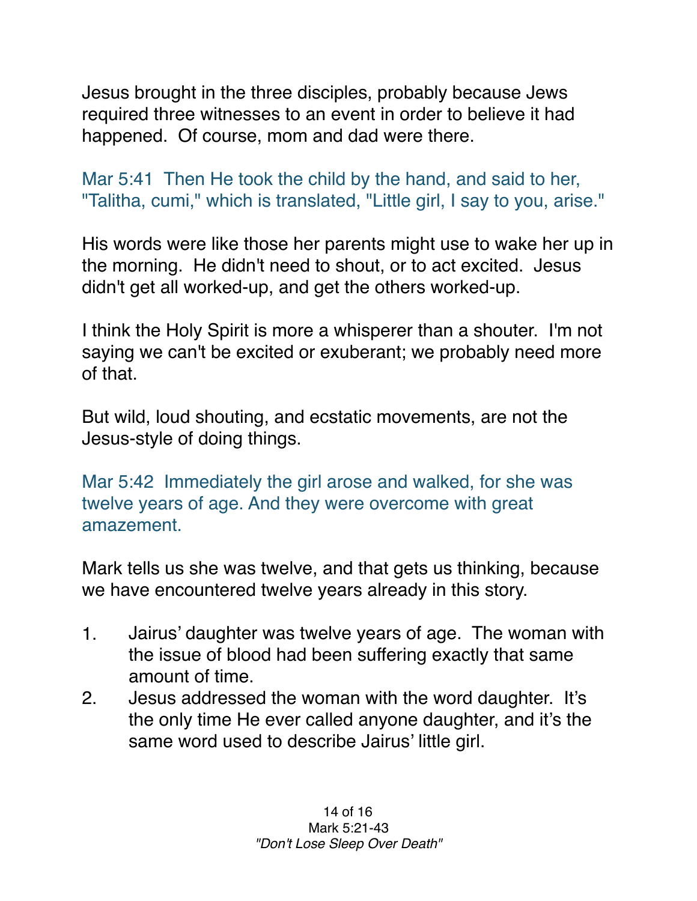Jesus brought in the three disciples, probably because Jews required three witnesses to an event in order to believe it had happened. Of course, mom and dad were there.

Mar 5:41 Then He took the child by the hand, and said to her, "Talitha, cumi," which is translated, "Little girl, I say to you, arise."

His words were like those her parents might use to wake her up in the morning. He didn't need to shout, or to act excited. Jesus didn't get all worked-up, and get the others worked-up.

I think the Holy Spirit is more a whisperer than a shouter. I'm not saying we can't be excited or exuberant; we probably need more of that.

But wild, loud shouting, and ecstatic movements, are not the Jesus-style of doing things.

Mar 5:42 Immediately the girl arose and walked, for she was twelve years of age. And they were overcome with great amazement.

Mark tells us she was twelve, and that gets us thinking, because we have encountered twelve years already in this story.

1. Jairus' daughter was twelve years of age. The woman with the issue of blood had been suffering exactly that same amount of time.
2. Jesus addressed the woman with the word daughter. It's the only time He ever called anyone daughter, and it's the same word used to describe Jairus' little girl.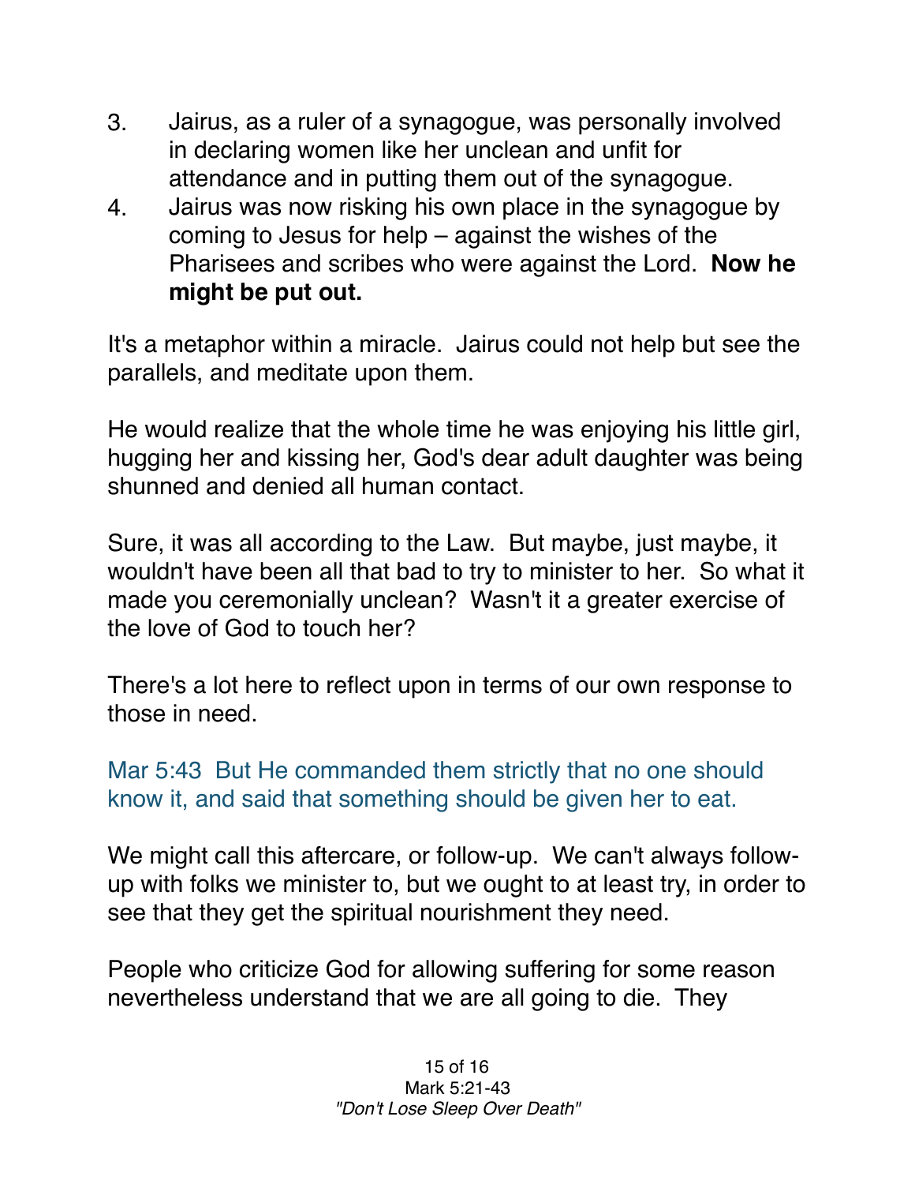3. Jairus, as a ruler of a synagogue, was personally involved in declaring women like her unclean and unfit for attendance and in putting them out of the synagogue.
4. Jairus was now risking his own place in the synagogue by coming to Jesus for help – against the wishes of the Pharisees and scribes who were against the Lord. **Now he might be put out.**

It's a metaphor within a miracle. Jairus could not help but see the parallels, and meditate upon them.

He would realize that the whole time he was enjoying his little girl, hugging her and kissing her, God's dear adult daughter was being shunned and denied all human contact.

Sure, it was all according to the Law. But maybe, just maybe, it wouldn't have been all that bad to try to minister to her. So what it made you ceremonially unclean? Wasn't it a greater exercise of the love of God to touch her?

There's a lot here to reflect upon in terms of our own response to those in need.

Mar 5:43 But He commanded them strictly that no one should know it, and said that something should be given her to eat.

We might call this aftercare, or follow-up. We can't always follow-up with folks we minister to, but we ought to at least try, in order to see that they get the spiritual nourishment they need.

People who criticize God for allowing suffering for some reason nevertheless understand that we are all going to die. They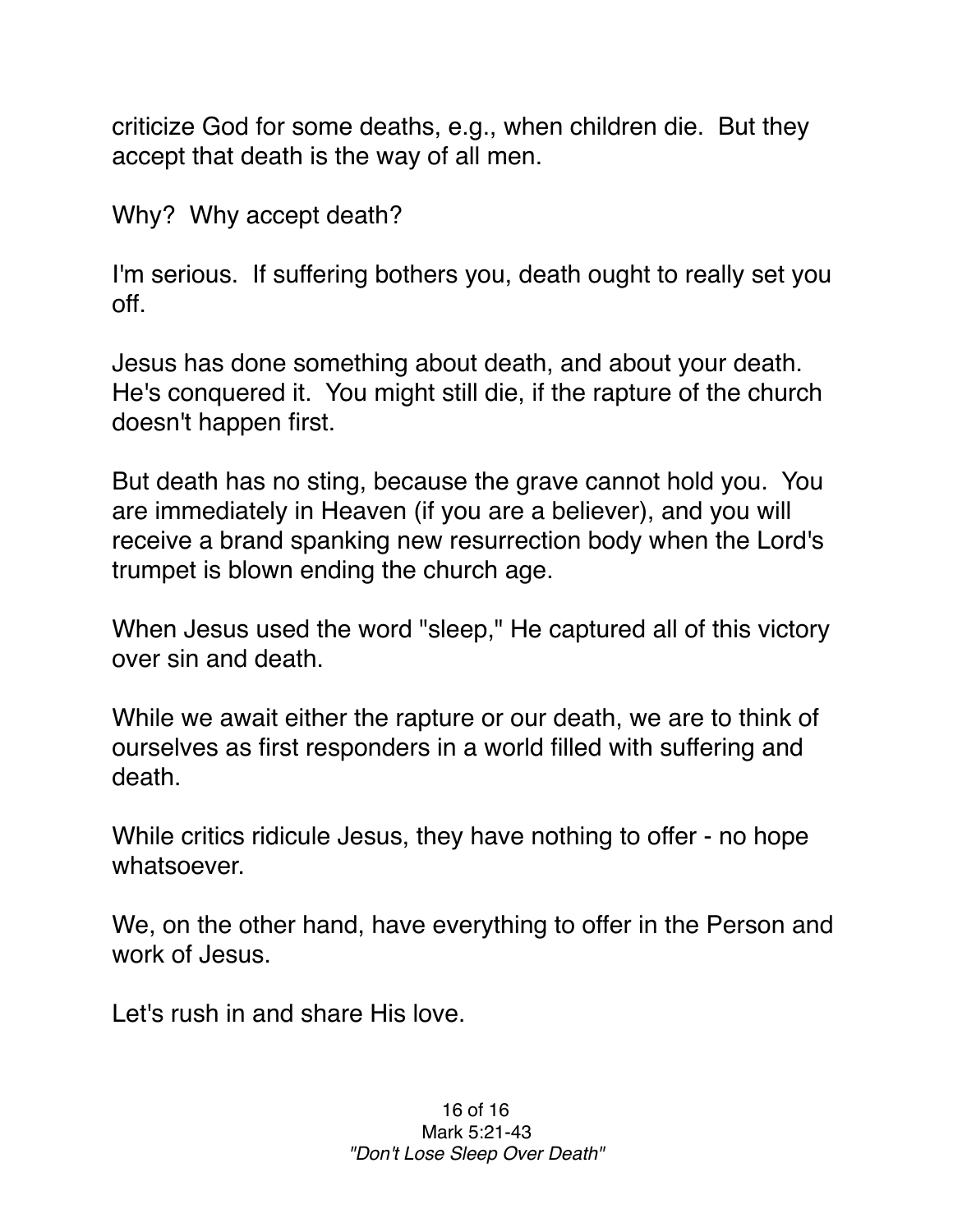criticize God for some deaths, e.g., when children die. But they accept that death is the way of all men.

Why? Why accept death?

I'm serious. If suffering bothers you, death ought to really set you off.

Jesus has done something about death, and about your death. He's conquered it. You might still die, if the rapture of the church doesn't happen first.

But death has no sting, because the grave cannot hold you. You are immediately in Heaven (if you are a believer), and you will receive a brand spanking new resurrection body when the Lord's trumpet is blown ending the church age.

When Jesus used the word "sleep," He captured all of this victory over sin and death.

While we await either the rapture or our death, we are to think of ourselves as first responders in a world filled with suffering and death.

While critics ridicule Jesus, they have nothing to offer - no hope whatsoever.

We, on the other hand, have everything to offer in the Person and work of Jesus.

Let's rush in and share His love.